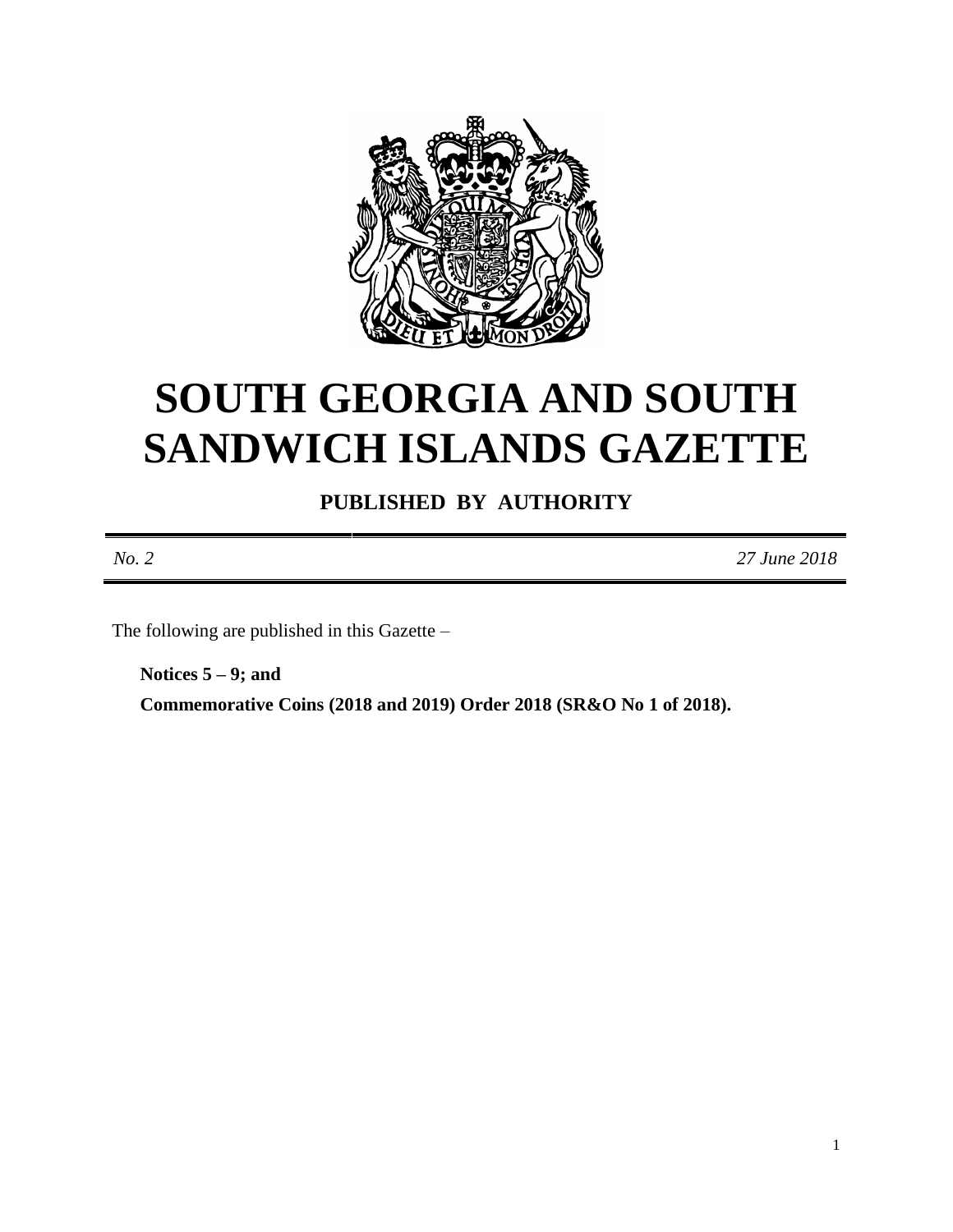# SOUTH GEORGIA AND SOUTH SANDWICH ISLANDS GAZETTE

**PUBLISHED BY AUTHORITY**

*No. 2* *27 June 2018*

The following are published in this Gazette –

**Notices 5 – 9; and**

**Commemorative Coins (2018 and 2019) Order 2018 (SR&O No 1 of 2018).**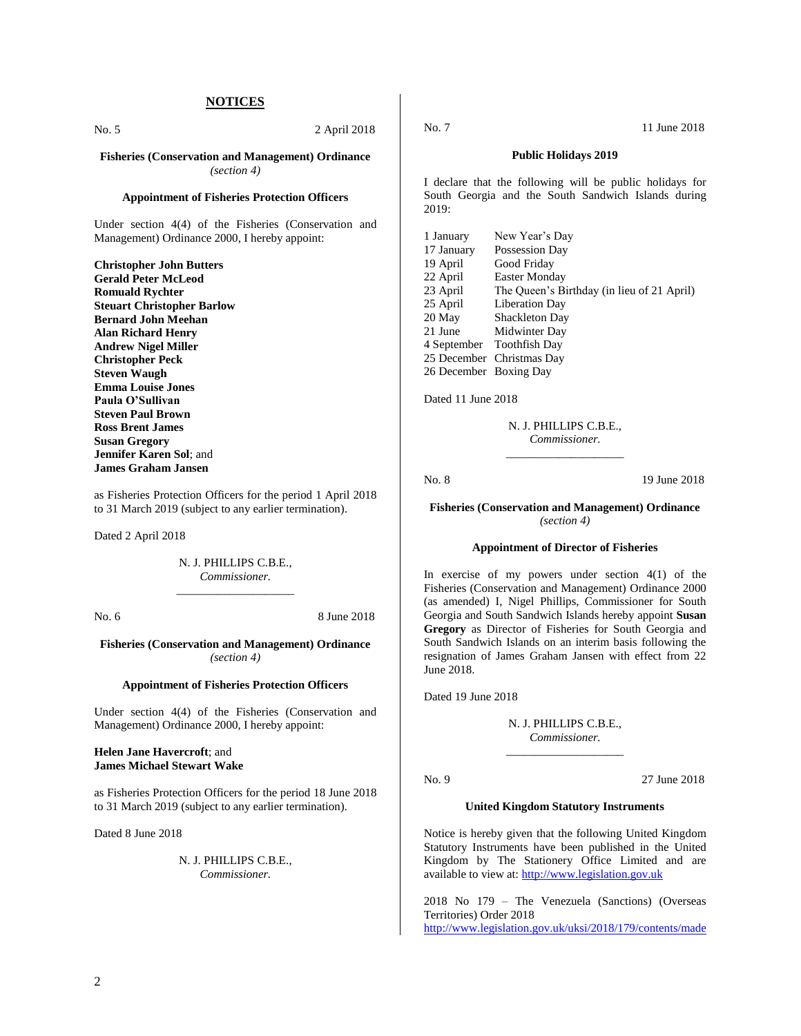## NOTICES

No. 5 2 April 2018

**Fisheries (Conservation and Management) Ordinance**
*(section 4)*

**Appointment of Fisheries Protection Officers**

Under section 4(4) of the Fisheries (Conservation and Management) Ordinance 2000, I hereby appoint:

**Christopher John Butters**
**Gerald Peter McLeod**
**Romuald Rychter**
**Steuart Christopher Barlow**
**Bernard John Meehan**
**Alan Richard Henry**
**Andrew Nigel Miller**
**Christopher Peck**
**Steven Waugh**
**Emma Louise Jones**
**Paula O'Sullivan**
**Steven Paul Brown**
**Ross Brent James**
**Susan Gregory**
**Jennifer Karen Sol**; and
**James Graham Jansen**

as Fisheries Protection Officers for the period 1 April 2018 to 31 March 2019 (subject to any earlier termination).

Dated 2 April 2018

N. J. PHILLIPS C.B.E.,
*Commissioner.*

---

No. 6 8 June 2018

**Fisheries (Conservation and Management) Ordinance**
*(section 4)*

**Appointment of Fisheries Protection Officers**

Under section 4(4) of the Fisheries (Conservation and Management) Ordinance 2000, I hereby appoint:

**Helen Jane Havercroft**; and
**James Michael Stewart Wake**

as Fisheries Protection Officers for the period 18 June 2018 to 31 March 2019 (subject to any earlier termination).

Dated 8 June 2018

N. J. PHILLIPS C.B.E.,
*Commissioner.*

---

No. 7 11 June 2018

**Public Holidays 2019**

I declare that the following will be public holidays for South Georgia and the South Sandwich Islands during 2019:

| | |
|---|---|
| 1 January | New Year's Day |
| 17 January | Possession Day |
| 19 April | Good Friday |
| 22 April | Easter Monday |
| 23 April | The Queen's Birthday (in lieu of 21 April) |
| 25 April | Liberation Day |
| 20 May | Shackleton Day |
| 21 June | Midwinter Day |
| 4 September | Toothfish Day |
| 25 December | Christmas Day |
| 26 December | Boxing Day |

Dated 11 June 2018

N. J. PHILLIPS C.B.E.,
*Commissioner.*

---

No. 8 19 June 2018

**Fisheries (Conservation and Management) Ordinance**
*(section 4)*

**Appointment of Director of Fisheries**

In exercise of my powers under section 4(1) of the Fisheries (Conservation and Management) Ordinance 2000 (as amended) I, Nigel Phillips, Commissioner for South Georgia and South Sandwich Islands hereby appoint **Susan Gregory** as Director of Fisheries for South Georgia and South Sandwich Islands on an interim basis following the resignation of James Graham Jansen with effect from 22 June 2018.

Dated 19 June 2018

N. J. PHILLIPS C.B.E.,
*Commissioner.*

---

No. 9 27 June 2018

**United Kingdom Statutory Instruments**

Notice is hereby given that the following United Kingdom Statutory Instruments have been published in the United Kingdom by The Stationery Office Limited and are available to view at: http://www.legislation.gov.uk

2018 No 179 – The Venezuela (Sanctions) (Overseas Territories) Order 2018
http://www.legislation.gov.uk/uksi/2018/179/contents/made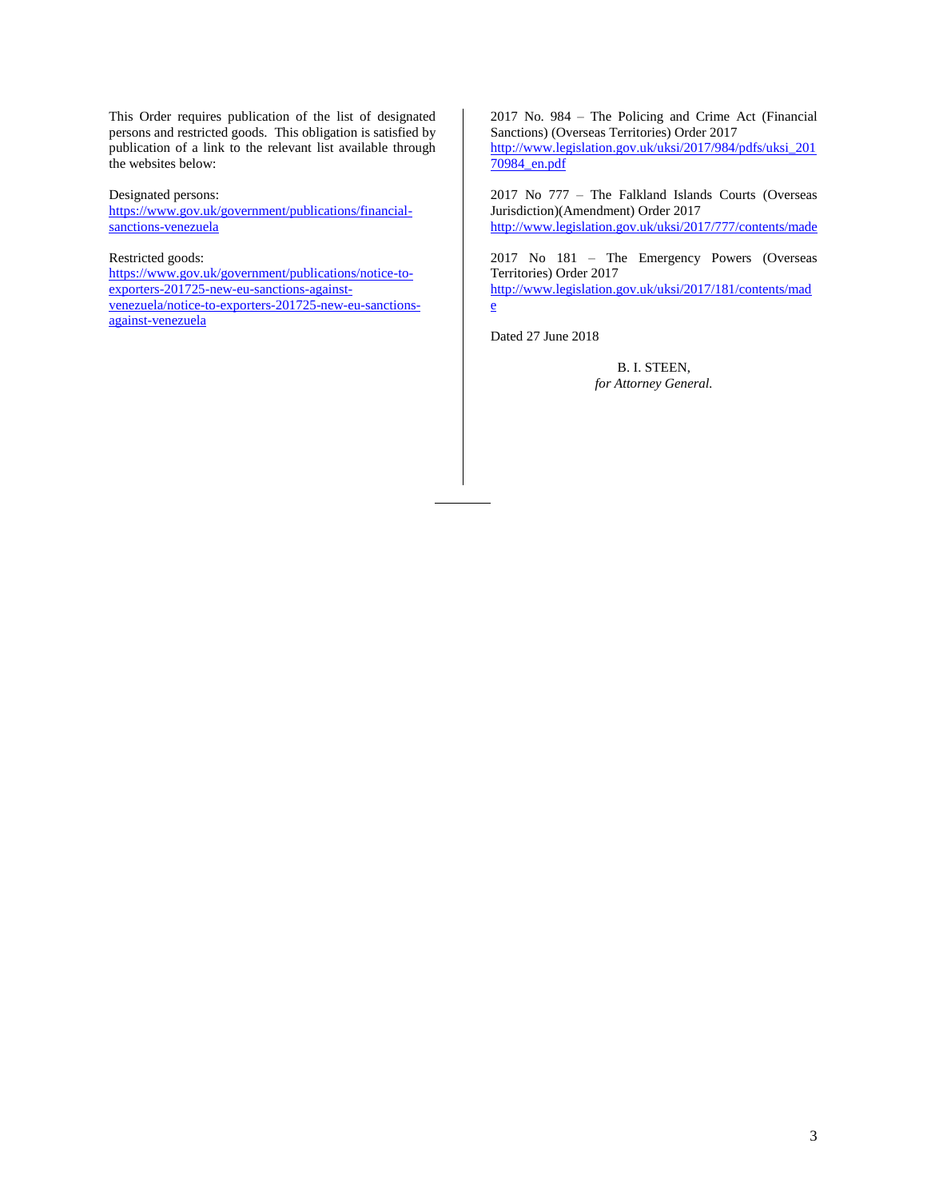This Order requires publication of the list of designated persons and restricted goods. This obligation is satisfied by publication of a link to the relevant list available through the websites below:

Designated persons:
https://www.gov.uk/government/publications/financial-sanctions-venezuela

Restricted goods:
https://www.gov.uk/government/publications/notice-to-exporters-201725-new-eu-sanctions-against-venezuela/notice-to-exporters-201725-new-eu-sanctions-against-venezuela

2017 No. 984 – The Policing and Crime Act (Financial Sanctions) (Overseas Territories) Order 2017
http://www.legislation.gov.uk/uksi/2017/984/pdfs/uksi_20170984_en.pdf

2017 No 777 – The Falkland Islands Courts (Overseas Jurisdiction)(Amendment) Order 2017
http://www.legislation.gov.uk/uksi/2017/777/contents/made

2017 No 181 – The Emergency Powers (Overseas Territories) Order 2017
http://www.legislation.gov.uk/uksi/2017/181/contents/made

Dated 27 June 2018

B. I. STEEN,
*for Attorney General.*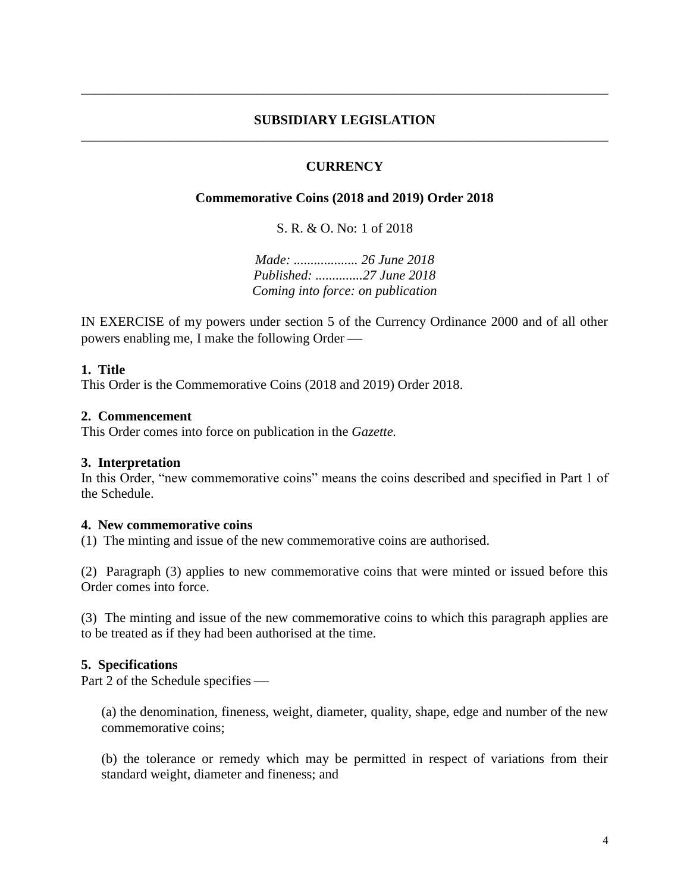## SUBSIDIARY LEGISLATION

### CURRENCY

**Commemorative Coins (2018 and 2019) Order 2018**

S. R. & O. No: 1 of 2018

*Made: ................... 26 June 2018*
*Published: ..............27 June 2018*
*Coming into force: on publication*

IN EXERCISE of my powers under section 5 of the Currency Ordinance 2000 and of all other powers enabling me, I make the following Order —

**1. Title**
This Order is the Commemorative Coins (2018 and 2019) Order 2018.

**2. Commencement**
This Order comes into force on publication in the *Gazette.*

**3. Interpretation**
In this Order, "new commemorative coins" means the coins described and specified in Part 1 of the Schedule.

**4. New commemorative coins**
(1) The minting and issue of the new commemorative coins are authorised.

(2) Paragraph (3) applies to new commemorative coins that were minted or issued before this Order comes into force.

(3) The minting and issue of the new commemorative coins to which this paragraph applies are to be treated as if they had been authorised at the time.

**5. Specifications**
Part 2 of the Schedule specifies —

(a) the denomination, fineness, weight, diameter, quality, shape, edge and number of the new commemorative coins;

(b) the tolerance or remedy which may be permitted in respect of variations from their standard weight, diameter and fineness; and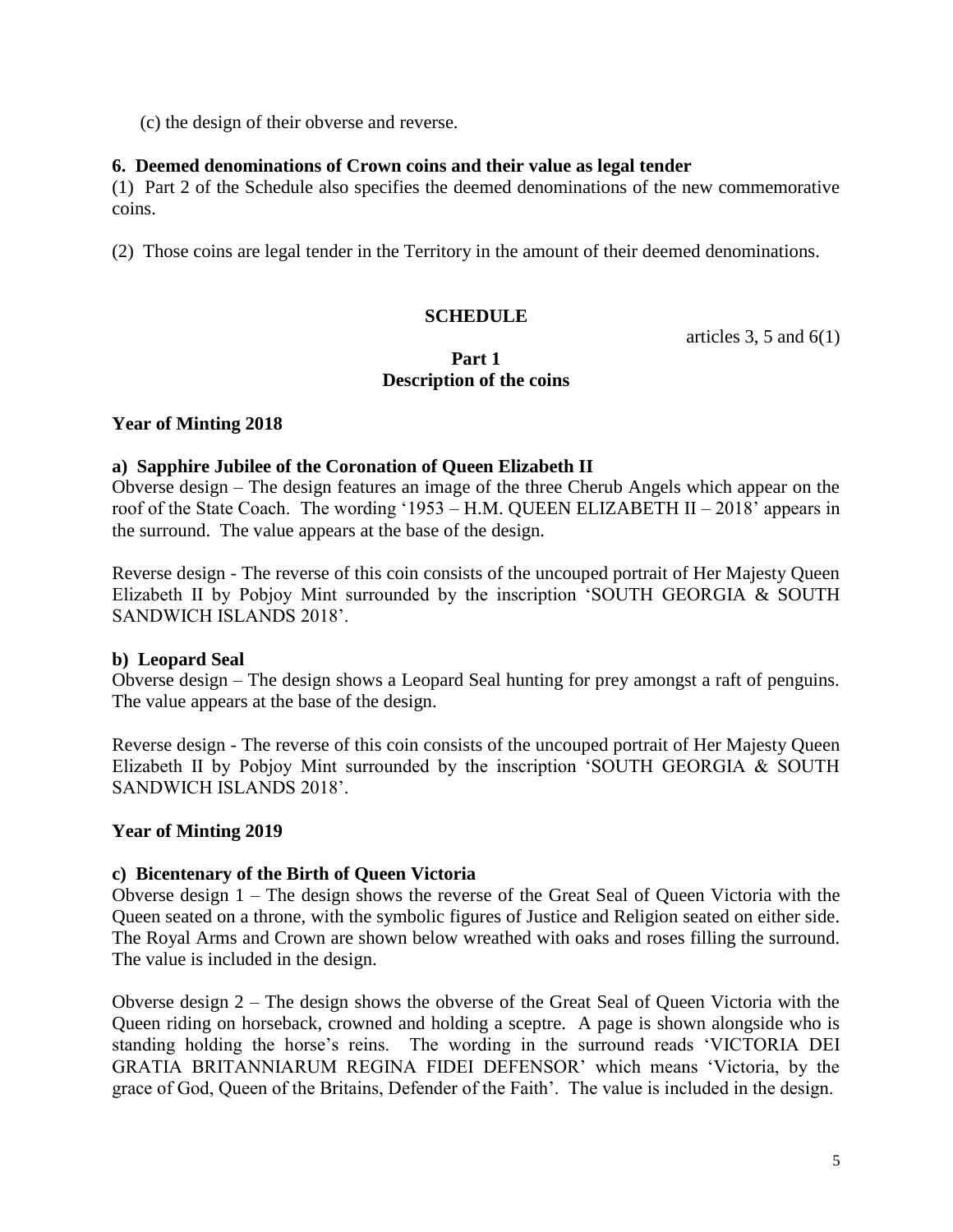(c) the design of their obverse and reverse.

**6. Deemed denominations of Crown coins and their value as legal tender**

(1) Part 2 of the Schedule also specifies the deemed denominations of the new commemorative coins.

(2) Those coins are legal tender in the Territory in the amount of their deemed denominations.

## SCHEDULE

articles 3, 5 and 6(1)

### Part 1
### Description of the coins

**Year of Minting 2018**

**a) Sapphire Jubilee of the Coronation of Queen Elizabeth II**

Obverse design – The design features an image of the three Cherub Angels which appear on the roof of the State Coach. The wording '1953 – H.M. QUEEN ELIZABETH II – 2018' appears in the surround. The value appears at the base of the design.

Reverse design - The reverse of this coin consists of the uncouped portrait of Her Majesty Queen Elizabeth II by Pobjoy Mint surrounded by the inscription 'SOUTH GEORGIA & SOUTH SANDWICH ISLANDS 2018'.

**b) Leopard Seal**

Obverse design – The design shows a Leopard Seal hunting for prey amongst a raft of penguins. The value appears at the base of the design.

Reverse design - The reverse of this coin consists of the uncouped portrait of Her Majesty Queen Elizabeth II by Pobjoy Mint surrounded by the inscription 'SOUTH GEORGIA & SOUTH SANDWICH ISLANDS 2018'.

**Year of Minting 2019**

**c) Bicentenary of the Birth of Queen Victoria**

Obverse design 1 – The design shows the reverse of the Great Seal of Queen Victoria with the Queen seated on a throne, with the symbolic figures of Justice and Religion seated on either side. The Royal Arms and Crown are shown below wreathed with oaks and roses filling the surround. The value is included in the design.

Obverse design 2 – The design shows the obverse of the Great Seal of Queen Victoria with the Queen riding on horseback, crowned and holding a sceptre. A page is shown alongside who is standing holding the horse's reins. The wording in the surround reads 'VICTORIA DEI GRATIA BRITANNIARUM REGINA FIDEI DEFENSOR' which means 'Victoria, by the grace of God, Queen of the Britains, Defender of the Faith'. The value is included in the design.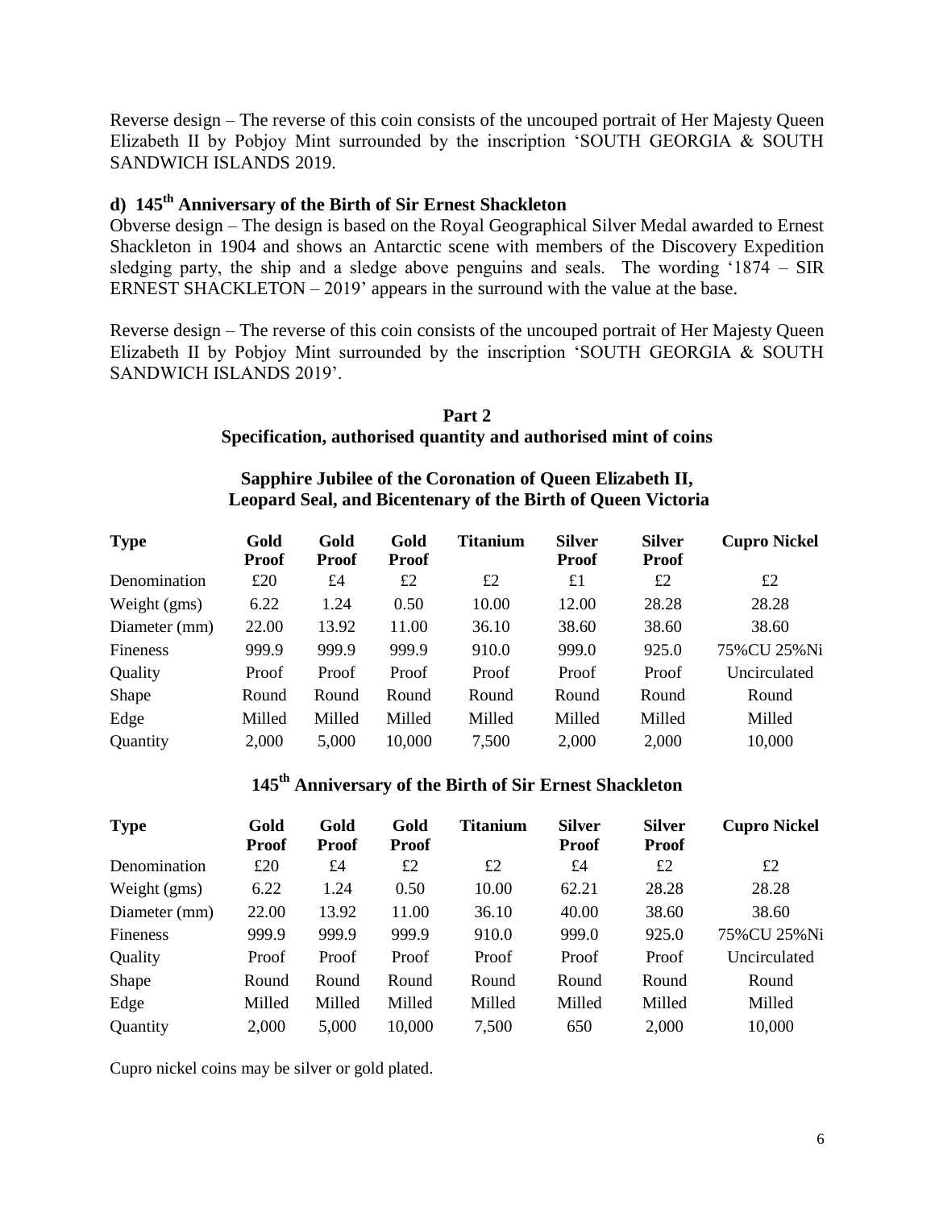Reverse design – The reverse of this coin consists of the uncouped portrait of Her Majesty Queen Elizabeth II by Pobjoy Mint surrounded by the inscription 'SOUTH GEORGIA & SOUTH SANDWICH ISLANDS 2019.

### d) 145th Anniversary of the Birth of Sir Ernest Shackleton

Obverse design – The design is based on the Royal Geographical Silver Medal awarded to Ernest Shackleton in 1904 and shows an Antarctic scene with members of the Discovery Expedition sledging party, the ship and a sledge above penguins and seals. The wording '1874 – SIR ERNEST SHACKLETON – 2019' appears in the surround with the value at the base.

Reverse design – The reverse of this coin consists of the uncouped portrait of Her Majesty Queen Elizabeth II by Pobjoy Mint surrounded by the inscription 'SOUTH GEORGIA & SOUTH SANDWICH ISLANDS 2019'.

## Part 2
## Specification, authorised quantity and authorised mint of coins

### Sapphire Jubilee of the Coronation of Queen Elizabeth II, Leopard Seal, and Bicentenary of the Birth of Queen Victoria

| Type | Gold Proof | Gold Proof | Gold Proof | Titanium | Silver Proof | Silver Proof | Cupro Nickel |
|---|---|---|---|---|---|---|---|
| Denomination | £20 | £4 | £2 | £2 | £1 | £2 | £2 |
| Weight (gms) | 6.22 | 1.24 | 0.50 | 10.00 | 12.00 | 28.28 | 28.28 |
| Diameter (mm) | 22.00 | 13.92 | 11.00 | 36.10 | 38.60 | 38.60 | 38.60 |
| Fineness | 999.9 | 999.9 | 999.9 | 910.0 | 999.0 | 925.0 | 75%CU 25%Ni |
| Quality | Proof | Proof | Proof | Proof | Proof | Proof | Uncirculated |
| Shape | Round | Round | Round | Round | Round | Round | Round |
| Edge | Milled | Milled | Milled | Milled | Milled | Milled | Milled |
| Quantity | 2,000 | 5,000 | 10,000 | 7,500 | 2,000 | 2,000 | 10,000 |

### 145th Anniversary of the Birth of Sir Ernest Shackleton

| Type | Gold Proof | Gold Proof | Gold Proof | Titanium | Silver Proof | Silver Proof | Cupro Nickel |
|---|---|---|---|---|---|---|---|
| Denomination | £20 | £4 | £2 | £2 | £4 | £2 | £2 |
| Weight (gms) | 6.22 | 1.24 | 0.50 | 10.00 | 62.21 | 28.28 | 28.28 |
| Diameter (mm) | 22.00 | 13.92 | 11.00 | 36.10 | 40.00 | 38.60 | 38.60 |
| Fineness | 999.9 | 999.9 | 999.9 | 910.0 | 999.0 | 925.0 | 75%CU 25%Ni |
| Quality | Proof | Proof | Proof | Proof | Proof | Proof | Uncirculated |
| Shape | Round | Round | Round | Round | Round | Round | Round |
| Edge | Milled | Milled | Milled | Milled | Milled | Milled | Milled |
| Quantity | 2,000 | 5,000 | 10,000 | 7,500 | 650 | 2,000 | 10,000 |

Cupro nickel coins may be silver or gold plated.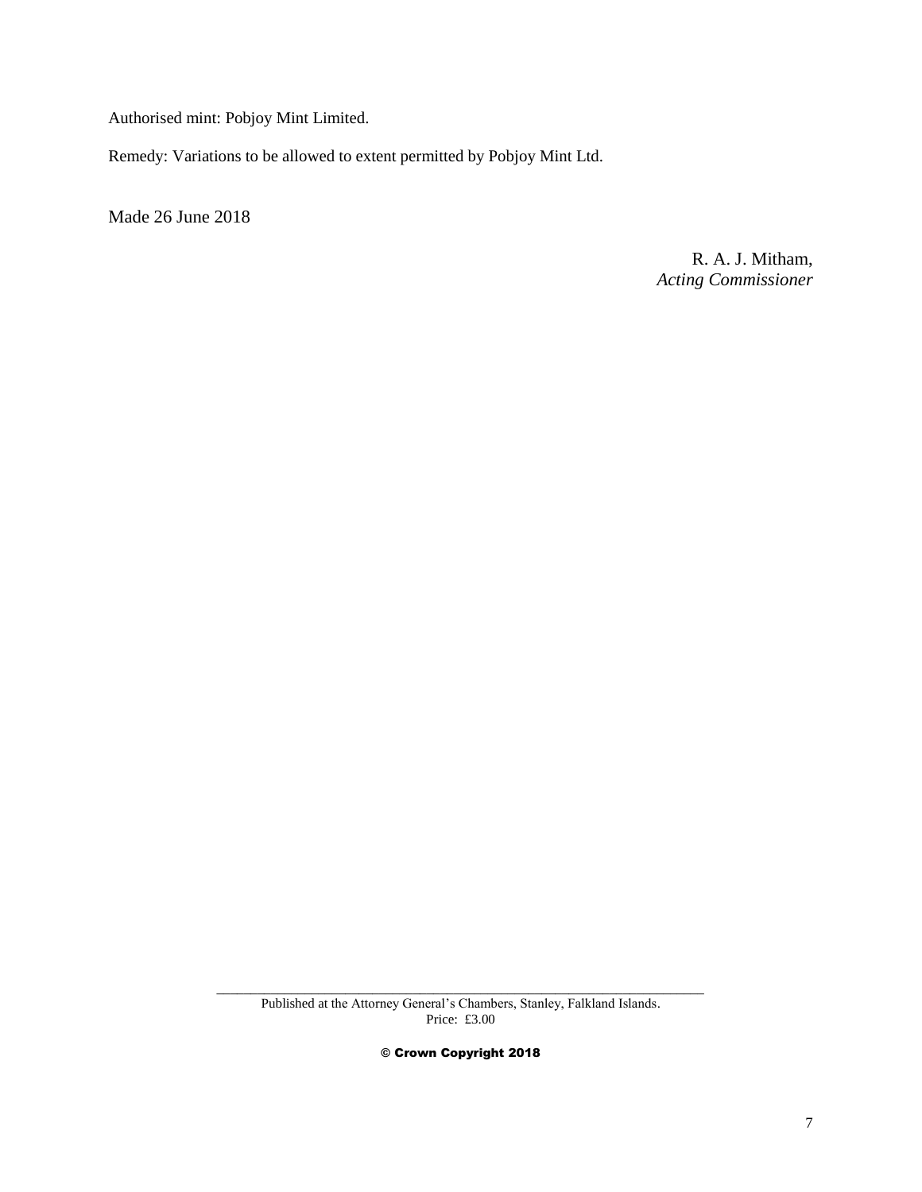Authorised mint: Pobjoy Mint Limited.

Remedy: Variations to be allowed to extent permitted by Pobjoy Mint Ltd.

Made 26 June 2018

R. A. J. Mitham,
*Acting Commissioner*

---

Published at the Attorney General's Chambers, Stanley, Falkland Islands.
Price: £3.00

**© Crown Copyright 2018**